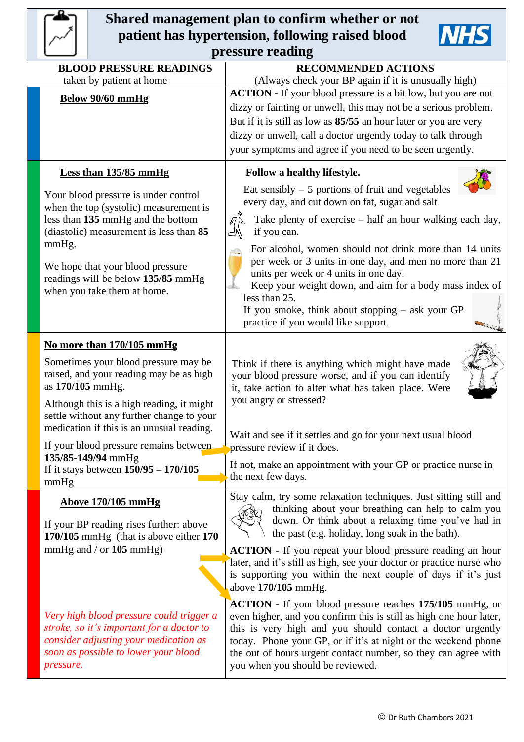# Shared management plan to confirm whether or not patient has hypertension, following raised blood pressure reading

| **BLOOD PRESSURE READINGS** taken by patient at home | **RECOMMENDED ACTIONS** (Always check your BP again if it is unusually high) |
|---|---|
| **Below 90/60 mmHg** | **ACTION** - If your blood pressure is a bit low, but you are not dizzy or fainting or unwell, this may not be a serious problem. But if it is still as low as **85/55** an hour later or you are very dizzy or unwell, call a doctor urgently today to talk through your symptoms and agree if you need to be seen urgently. |
| **Less than 135/85 mmHg**<br><br>Your blood pressure is under control when the top (systolic) measurement is less than **135** mmHg and the bottom (diastolic) measurement is less than **85** mmHg.<br><br>We hope that your blood pressure readings will be below **135/85** mmHg when you take them at home. | **Follow a healthy lifestyle.**<br><br>Eat sensibly – 5 portions of fruit and vegetables every day, and cut down on fat, sugar and salt<br><br>Take plenty of exercise – half an hour walking each day, if you can.<br><br>For alcohol, women should not drink more than 14 units per week or 3 units in one day, and men no more than 21 units per week or 4 units in one day.<br>Keep your weight down, and aim for a body mass index of less than 25.<br>If you smoke, think about stopping – ask your GP practice if you would like support. |
| **No more than 170/105 mmHg**<br><br>Sometimes your blood pressure may be raised, and your reading may be as high as **170/105** mmHg.<br><br>Although this is a high reading, it might settle without any further change to your medication if this is an unusual reading.<br><br>If your blood pressure remains between **135/85-149/94** mmHg →<br>If it stays between **150/95 – 170/105** mmHg → | Think if there is anything which might have made your blood pressure worse, and if you can identify it, take action to alter what has taken place. Were you angry or stressed?<br><br>Wait and see if it settles and go for your next usual blood pressure review if it does.<br><br>If not, make an appointment with your GP or practice nurse in the next few days. |
| **Above 170/105 mmHg**<br><br>If your BP reading rises further: above **170/105** mmHg (that is above either **170** mmHg and / or **105** mmHg) →<br><br>*Very high blood pressure could trigger a stroke, so it's important for a doctor to consider adjusting your medication as soon as possible to lower your blood pressure.* | Stay calm, try some relaxation techniques. Just sitting still and thinking about your breathing can help to calm you down. Or think about a relaxing time you've had in the past (e.g. holiday, long soak in the bath).<br><br>**ACTION** - If you repeat your blood pressure reading an hour later, and it's still as high, see your doctor or practice nurse who is supporting you within the next couple of days if it's just above **170/105** mmHg.<br><br>**ACTION** - If your blood pressure reaches **175/105** mmHg, or even higher, and you confirm this is still as high one hour later, this is very high and you should contact a doctor urgently today. Phone your GP, or if it's at night or the weekend phone the out of hours urgent contact number, so they can agree with you when you should be reviewed. |

© Dr Ruth Chambers 2021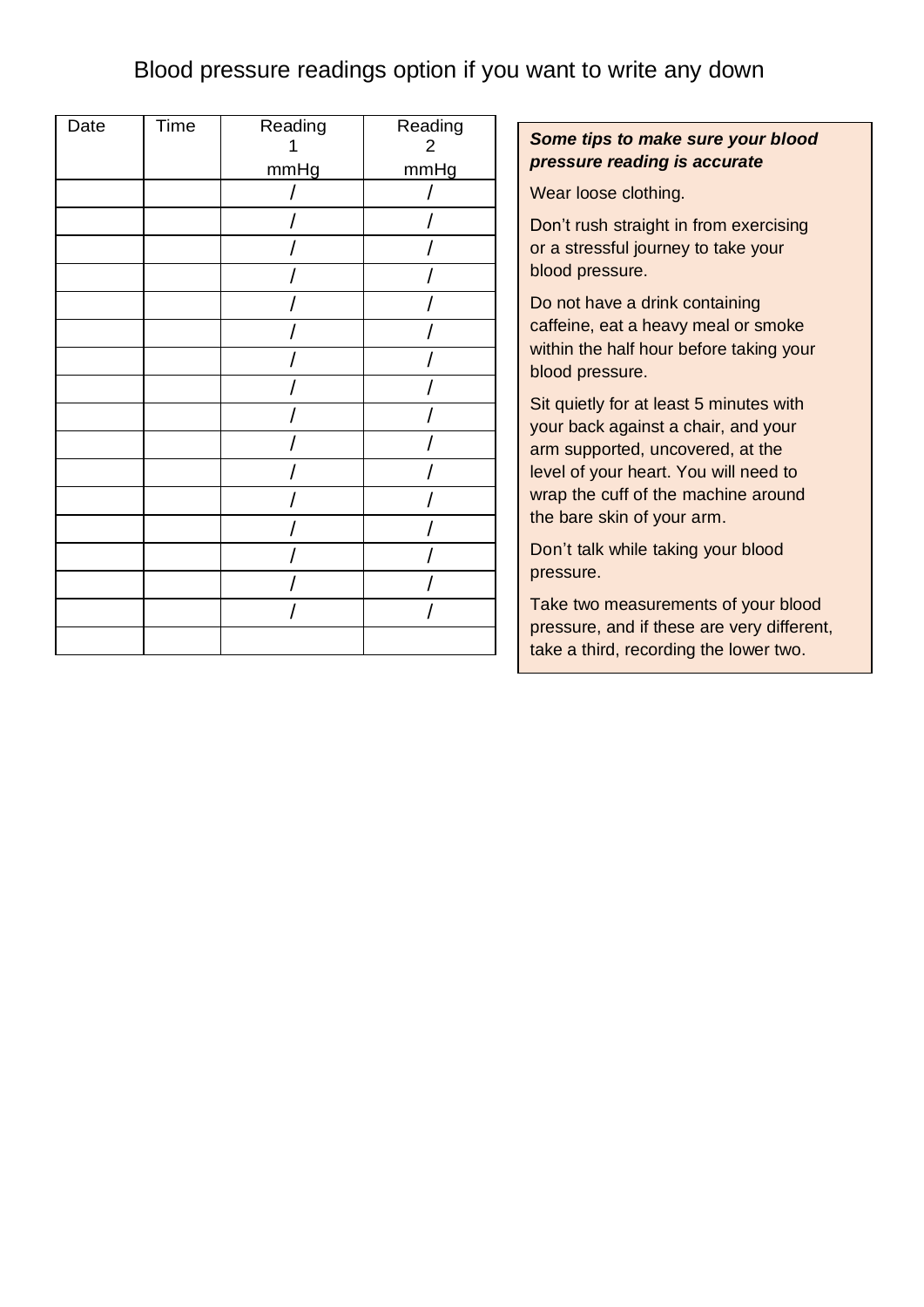# Blood pressure readings option if you want to write any down

| Date | Time | Reading 1 mmHg | Reading 2 mmHg |
|---|---|---|---|
| | | / | / |
| | | / | / |
| | | / | / |
| | | / | / |
| | | / | / |
| | | / | / |
| | | / | / |
| | | / | / |
| | | / | / |
| | | / | / |
| | | / | / |
| | | / | / |
| | | / | / |
| | | / | / |
| | | / | / |
| | | / | / |
| | | | |

***Some tips to make sure your blood pressure reading is accurate***

Wear loose clothing.

Don't rush straight in from exercising or a stressful journey to take your blood pressure.

Do not have a drink containing caffeine, eat a heavy meal or smoke within the half hour before taking your blood pressure.

Sit quietly for at least 5 minutes with your back against a chair, and your arm supported, uncovered, at the level of your heart. You will need to wrap the cuff of the machine around the bare skin of your arm.

Don't talk while taking your blood pressure.

Take two measurements of your blood pressure, and if these are very different, take a third, recording the lower two.